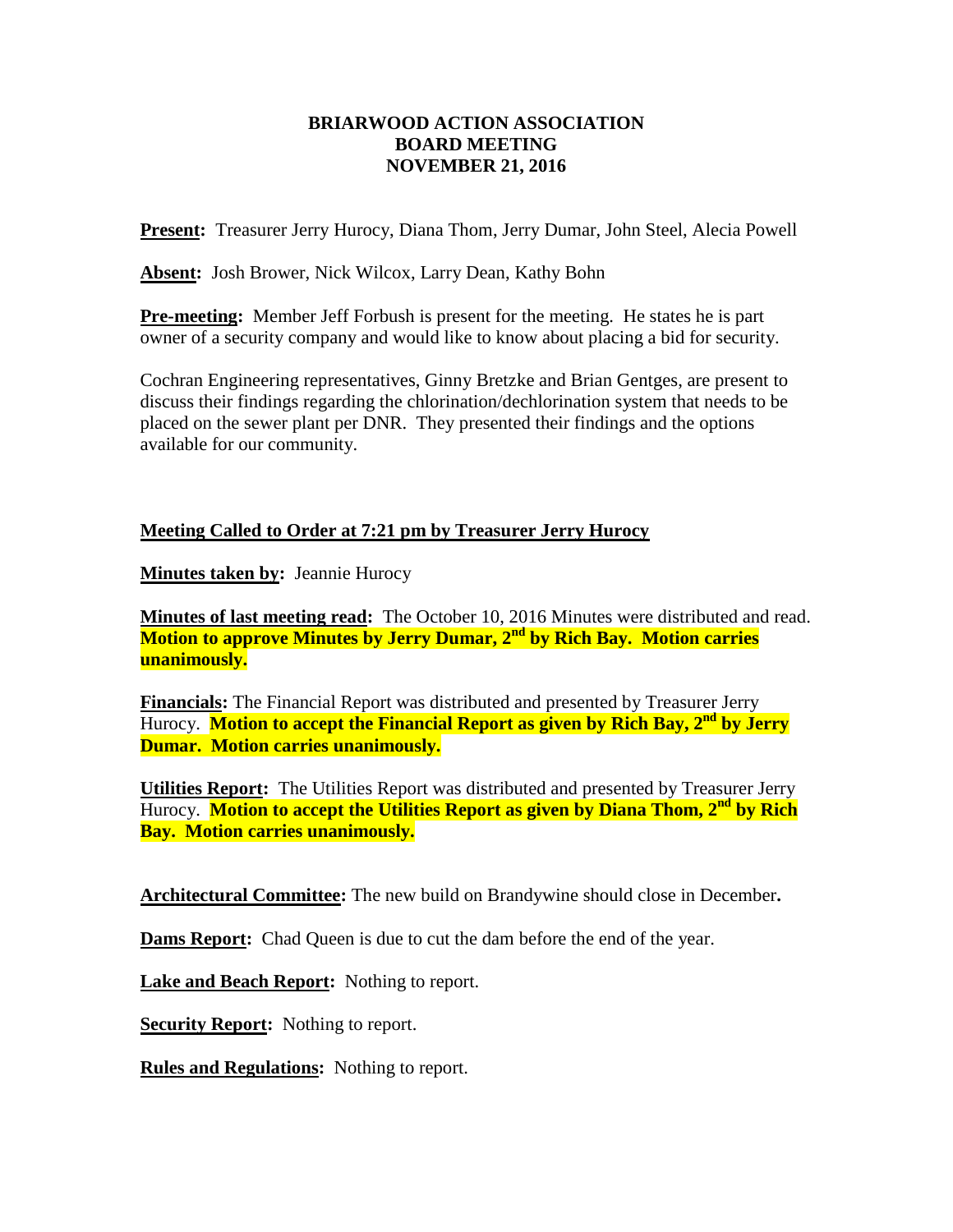# BRIARWOOD ACTION ASSOCIATION
## BOARD MEETING
## NOVEMBER 21, 2016

**Present:** Treasurer Jerry Hurocy, Diana Thom, Jerry Dumar, John Steel, Alecia Powell

**Absent:** Josh Brower, Nick Wilcox, Larry Dean, Kathy Bohn

**Pre-meeting:** Member Jeff Forbush is present for the meeting. He states he is part owner of a security company and would like to know about placing a bid for security.

Cochran Engineering representatives, Ginny Bretzke and Brian Gentges, are present to discuss their findings regarding the chlorination/dechlorination system that needs to be placed on the sewer plant per DNR. They presented their findings and the options available for our community.

**Meeting Called to Order at 7:21 pm by Treasurer Jerry Hurocy**

**Minutes taken by:** Jeannie Hurocy

**Minutes of last meeting read:** The October 10, 2016 Minutes were distributed and read. **Motion to approve Minutes by Jerry Dumar, 2nd by Rich Bay. Motion carries unanimously.**

**Financials:** The Financial Report was distributed and presented by Treasurer Jerry Hurocy. **Motion to accept the Financial Report as given by Rich Bay, 2nd by Jerry Dumar. Motion carries unanimously.**

**Utilities Report:** The Utilities Report was distributed and presented by Treasurer Jerry Hurocy. **Motion to accept the Utilities Report as given by Diana Thom, 2nd by Rich Bay. Motion carries unanimously.**

**Architectural Committee:** The new build on Brandywine should close in December.

**Dams Report:** Chad Queen is due to cut the dam before the end of the year.

**Lake and Beach Report:** Nothing to report.

**Security Report:** Nothing to report.

**Rules and Regulations:** Nothing to report.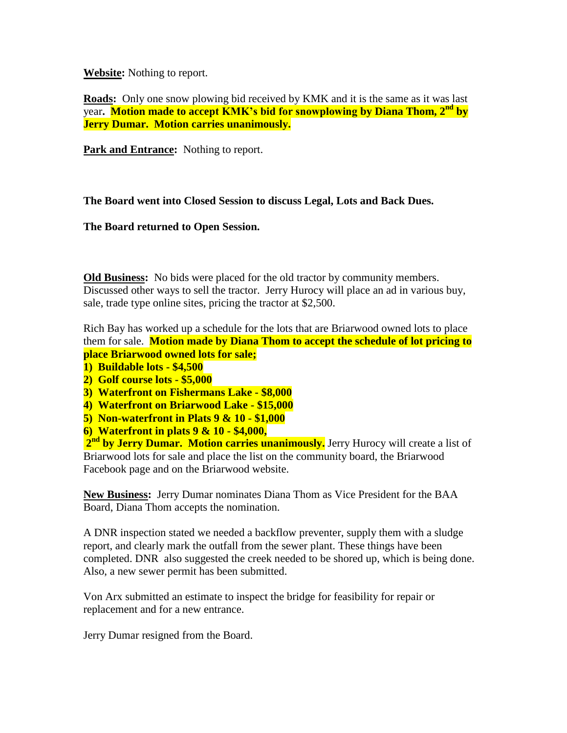**Website:** Nothing to report.

**Roads:** Only one snow plowing bid received by KMK and it is the same as it was last year**. Motion made to accept KMK's bid for snowplowing by Diana Thom, 2nd by Jerry Dumar. Motion carries unanimously.**

**Park and Entrance:** Nothing to report.

**The Board went into Closed Session to discuss Legal, Lots and Back Dues.**

**The Board returned to Open Session.**

**Old Business:** No bids were placed for the old tractor by community members. Discussed other ways to sell the tractor. Jerry Hurocy will place an ad in various buy, sale, trade type online sites, pricing the tractor at $2,500.

Rich Bay has worked up a schedule for the lots that are Briarwood owned lots to place them for sale. **Motion made by Diana Thom to accept the schedule of lot pricing to place Briarwood owned lots for sale;**

**1) Buildable lots - $4,500**
**2) Golf course lots - $5,000**
**3) Waterfront on Fishermans Lake - $8,000**
**4) Waterfront on Briarwood Lake - $15,000**
**5) Non-waterfront in Plats 9 & 10 - $1,000**
**6) Waterfront in plats 9 & 10 - $4,000,**

**2nd by Jerry Dumar. Motion carries unanimously.** Jerry Hurocy will create a list of Briarwood lots for sale and place the list on the community board, the Briarwood Facebook page and on the Briarwood website.

**New Business:** Jerry Dumar nominates Diana Thom as Vice President for the BAA Board, Diana Thom accepts the nomination.

A DNR inspection stated we needed a backflow preventer, supply them with a sludge report, and clearly mark the outfall from the sewer plant. These things have been completed. DNR also suggested the creek needed to be shored up, which is being done. Also, a new sewer permit has been submitted.

Von Arx submitted an estimate to inspect the bridge for feasibility for repair or replacement and for a new entrance.

Jerry Dumar resigned from the Board.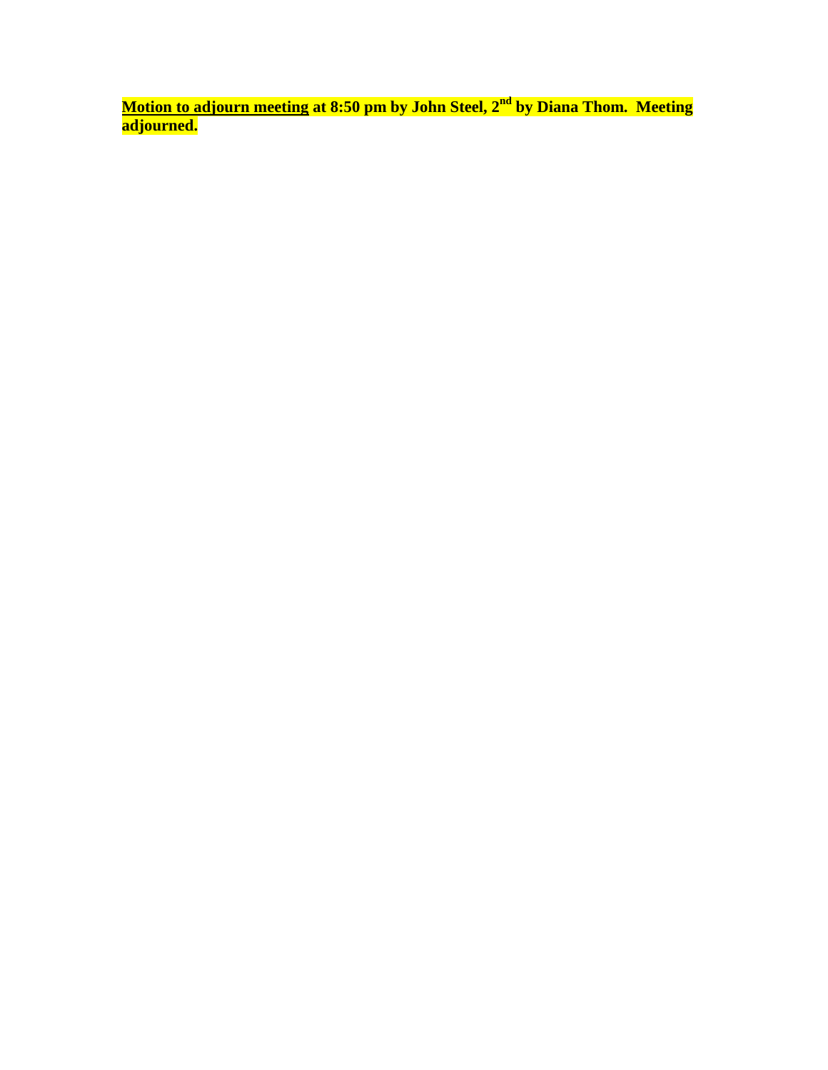**<u>Motion to adjourn meeting</u> at 8:50 pm by John Steel, 2nd by Diana Thom. Meeting adjourned.**